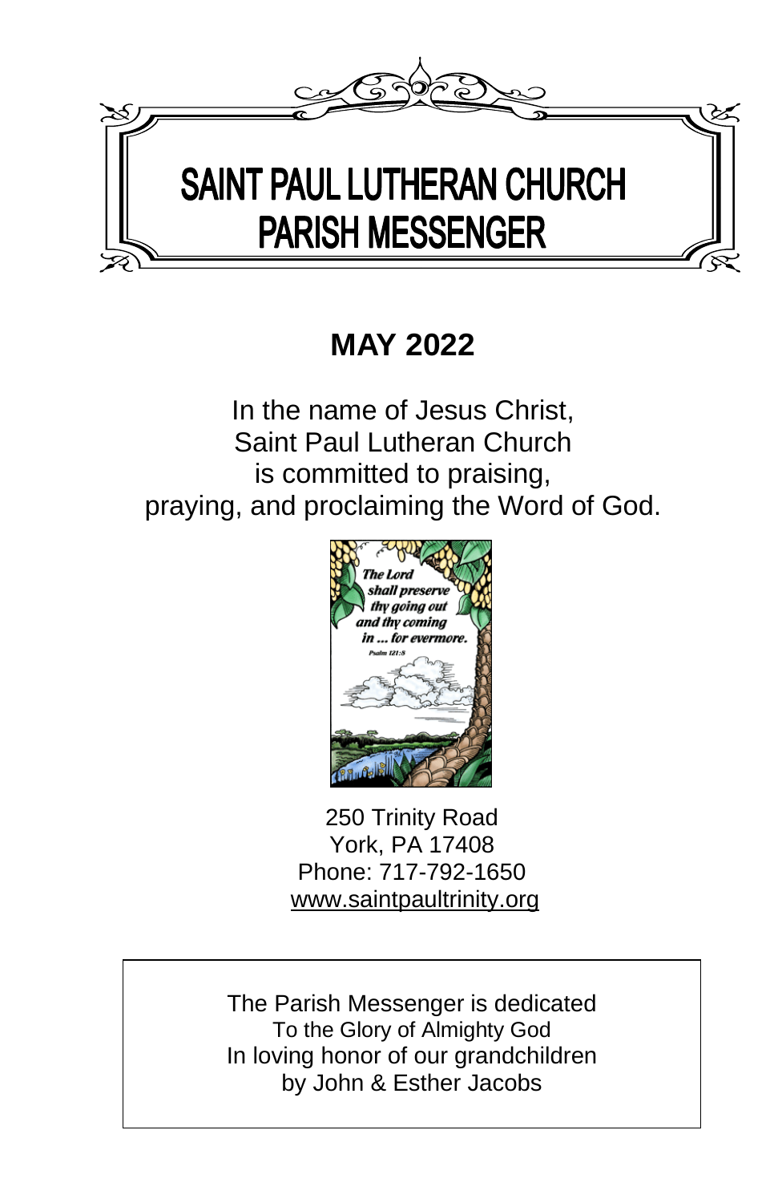# SAINT PAUL LUTHERAN CHURCH
# PARISH MESSENGER

## MAY 2022

In the name of Jesus Christ,
Saint Paul Lutheran Church
is committed to praising,
praying, and proclaiming the Word of God.

*The Lord shall preserve thy going out and thy coming in ... for evermore.*
Psalm 121:8

250 Trinity Road
York, PA 17408
Phone: 717-792-1650
www.saintpaultrinity.org

The Parish Messenger is dedicated
To the Glory of Almighty God
In loving honor of our grandchildren
by John & Esther Jacobs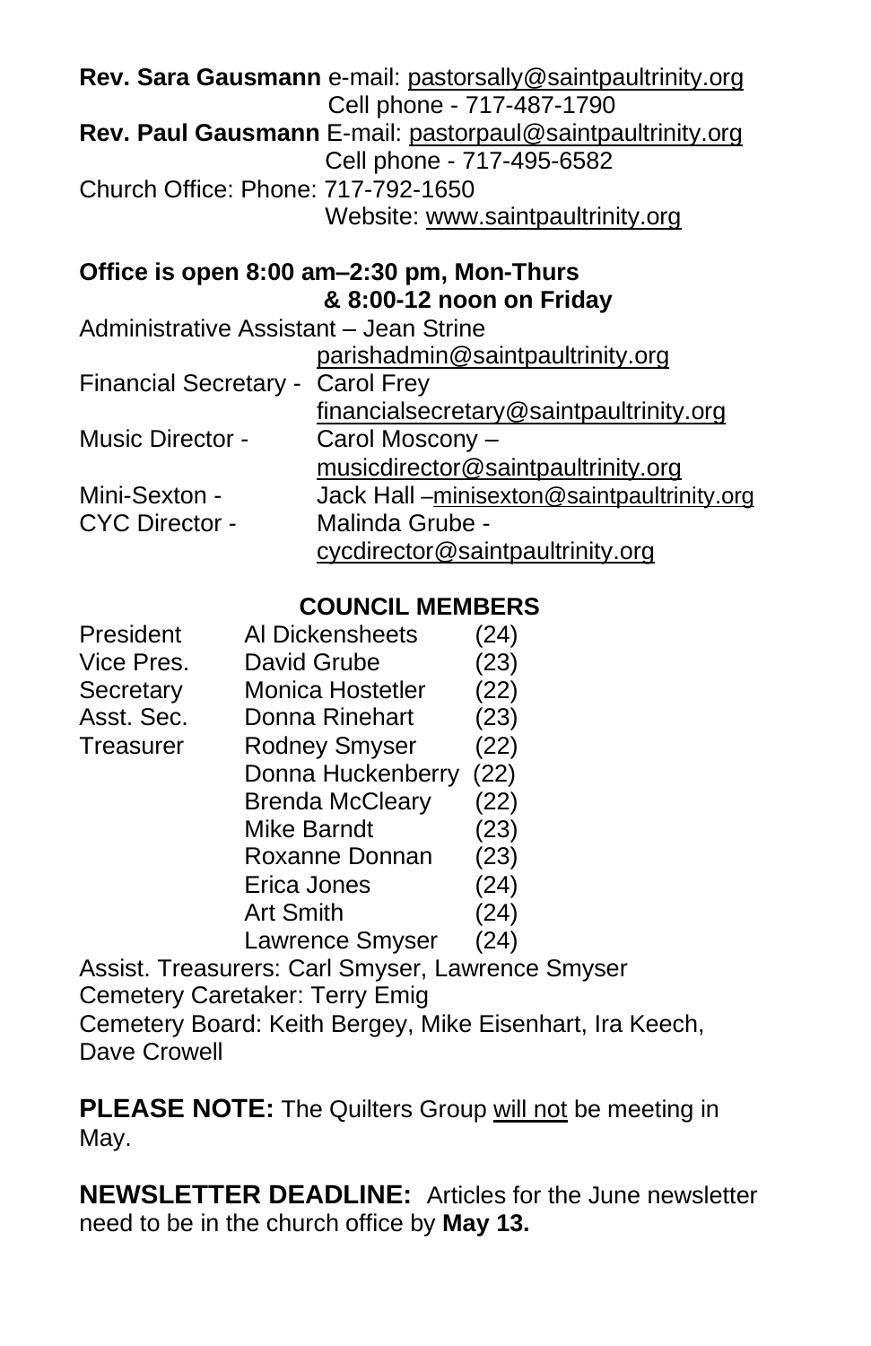**Rev. Sara Gausmann** e-mail: pastorsally@saintpaultrinity.org
Cell phone - 717-487-1790
**Rev. Paul Gausmann** E-mail: pastorpaul@saintpaultrinity.org
Cell phone - 717-495-6582
Church Office: Phone: 717-792-1650
Website: www.saintpaultrinity.org

**Office is open 8:00 am–2:30 pm, Mon-Thurs**
**& 8:00-12 noon on Friday**

Administrative Assistant – Jean Strine
parishadmin@saintpaultrinity.org
Financial Secretary - Carol Frey
financialsecretary@saintpaultrinity.org
Music Director - Carol Moscony –
musicdirector@saintpaultrinity.org
Mini-Sexton - Jack Hall –minisexton@saintpaultrinity.org
CYC Director - Malinda Grube -
cycdirector@saintpaultrinity.org

**COUNCIL MEMBERS**

| | | |
|---|---|---|
| President | Al Dickensheets | (24) |
| Vice Pres. | David Grube | (23) |
| Secretary | Monica Hostetler | (22) |
| Asst. Sec. | Donna Rinehart | (23) |
| Treasurer | Rodney Smyser | (22) |
| | Donna Huckenberry | (22) |
| | Brenda McCleary | (22) |
| | Mike Barndt | (23) |
| | Roxanne Donnan | (23) |
| | Erica Jones | (24) |
| | Art Smith | (24) |
| | Lawrence Smyser | (24) |

Assist. Treasurers: Carl Smyser, Lawrence Smyser
Cemetery Caretaker: Terry Emig
Cemetery Board: Keith Bergey, Mike Eisenhart, Ira Keech, Dave Crowell

**PLEASE NOTE:** The Quilters Group will not be meeting in May.

**NEWSLETTER DEADLINE:** Articles for the June newsletter need to be in the church office by **May 13.**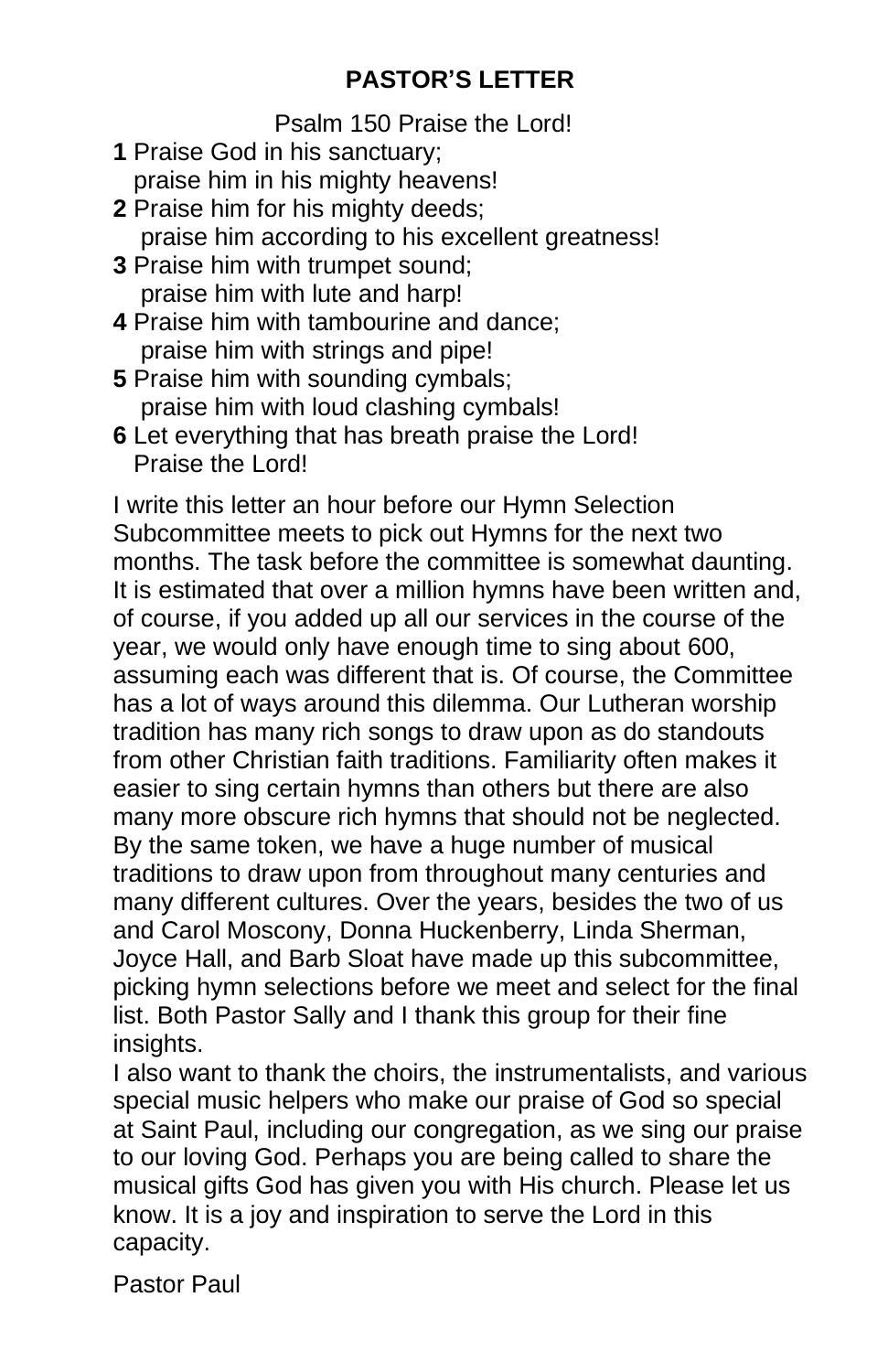## PASTOR'S LETTER

Psalm 150 Praise the Lord!

**1** Praise God in his sanctuary;
praise him in his mighty heavens!
**2** Praise him for his mighty deeds;
praise him according to his excellent greatness!
**3** Praise him with trumpet sound;
praise him with lute and harp!
**4** Praise him with tambourine and dance;
praise him with strings and pipe!
**5** Praise him with sounding cymbals;
praise him with loud clashing cymbals!
**6** Let everything that has breath praise the Lord!
Praise the Lord!

I write this letter an hour before our Hymn Selection Subcommittee meets to pick out Hymns for the next two months. The task before the committee is somewhat daunting. It is estimated that over a million hymns have been written and, of course, if you added up all our services in the course of the year, we would only have enough time to sing about 600, assuming each was different that is. Of course, the Committee has a lot of ways around this dilemma. Our Lutheran worship tradition has many rich songs to draw upon as do standouts from other Christian faith traditions. Familiarity often makes it easier to sing certain hymns than others but there are also many more obscure rich hymns that should not be neglected. By the same token, we have a huge number of musical traditions to draw upon from throughout many centuries and many different cultures. Over the years, besides the two of us and Carol Moscony, Donna Huckenberry, Linda Sherman, Joyce Hall, and Barb Sloat have made up this subcommittee, picking hymn selections before we meet and select for the final list. Both Pastor Sally and I thank this group for their fine insights.

I also want to thank the choirs, the instrumentalists, and various special music helpers who make our praise of God so special at Saint Paul, including our congregation, as we sing our praise to our loving God. Perhaps you are being called to share the musical gifts God has given you with His church. Please let us know. It is a joy and inspiration to serve the Lord in this capacity.

Pastor Paul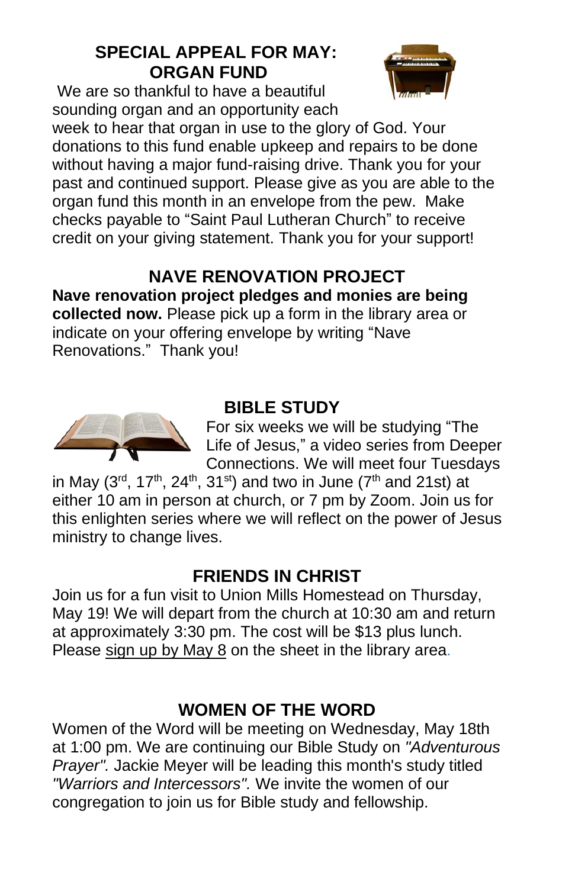## SPECIAL APPEAL FOR MAY: ORGAN FUND

We are so thankful to have a beautiful sounding organ and an opportunity each week to hear that organ in use to the glory of God. Your donations to this fund enable upkeep and repairs to be done without having a major fund-raising drive. Thank you for your past and continued support. Please give as you are able to the organ fund this month in an envelope from the pew. Make checks payable to "Saint Paul Lutheran Church" to receive credit on your giving statement. Thank you for your support!

## NAVE RENOVATION PROJECT

**Nave renovation project pledges and monies are being collected now.** Please pick up a form in the library area or indicate on your offering envelope by writing "Nave Renovations." Thank you!

## BIBLE STUDY

For six weeks we will be studying "The Life of Jesus," a video series from Deeper Connections. We will meet four Tuesdays in May (3rd, 17th, 24th, 31st) and two in June (7th and 21st) at either 10 am in person at church, or 7 pm by Zoom. Join us for this enlighten series where we will reflect on the power of Jesus ministry to change lives.

## FRIENDS IN CHRIST

Join us for a fun visit to Union Mills Homestead on Thursday, May 19! We will depart from the church at 10:30 am and return at approximately 3:30 pm. The cost will be $13 plus lunch. Please sign up by May 8 on the sheet in the library area.

## WOMEN OF THE WORD

Women of the Word will be meeting on Wednesday, May 18th at 1:00 pm. We are continuing our Bible Study on *"Adventurous Prayer".* Jackie Meyer will be leading this month's study titled *"Warriors and Intercessors".* We invite the women of our congregation to join us for Bible study and fellowship.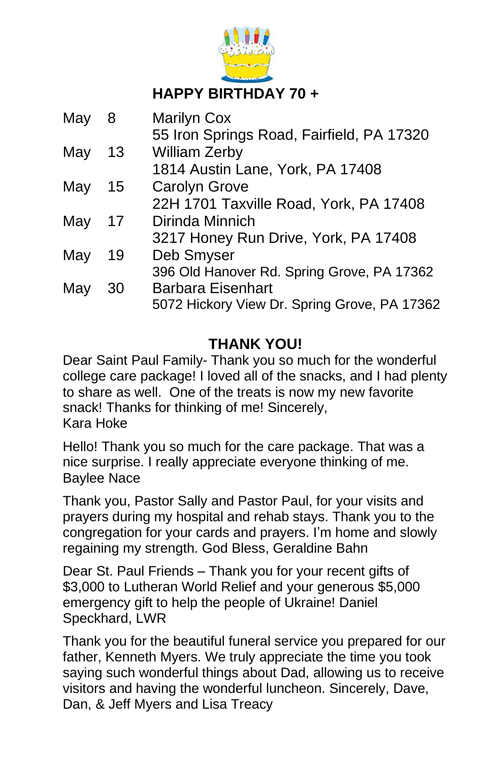## HAPPY BIRTHDAY 70 +

| | | |
|---|---|---|
| May | 8 | Marilyn Cox<br>55 Iron Springs Road, Fairfield, PA 17320 |
| May | 13 | William Zerby<br>1814 Austin Lane, York, PA 17408 |
| May | 15 | Carolyn Grove<br>22H 1701 Taxville Road, York, PA 17408 |
| May | 17 | Dirinda Minnich<br>3217 Honey Run Drive, York, PA 17408 |
| May | 19 | Deb Smyser<br>396 Old Hanover Rd. Spring Grove, PA 17362 |
| May | 30 | Barbara Eisenhart<br>5072 Hickory View Dr. Spring Grove, PA 17362 |

## THANK YOU!

Dear Saint Paul Family- Thank you so much for the wonderful college care package! I loved all of the snacks, and I had plenty to share as well. One of the treats is now my new favorite snack! Thanks for thinking of me! Sincerely,
Kara Hoke

Hello! Thank you so much for the care package. That was a nice surprise. I really appreciate everyone thinking of me.
Baylee Nace

Thank you, Pastor Sally and Pastor Paul, for your visits and prayers during my hospital and rehab stays. Thank you to the congregation for your cards and prayers. I'm home and slowly regaining my strength. God Bless, Geraldine Bahn

Dear St. Paul Friends – Thank you for your recent gifts of $3,000 to Lutheran World Relief and your generous $5,000 emergency gift to help the people of Ukraine! Daniel Speckhard, LWR

Thank you for the beautiful funeral service you prepared for our father, Kenneth Myers. We truly appreciate the time you took saying such wonderful things about Dad, allowing us to receive visitors and having the wonderful luncheon. Sincerely, Dave, Dan, & Jeff Myers and Lisa Treacy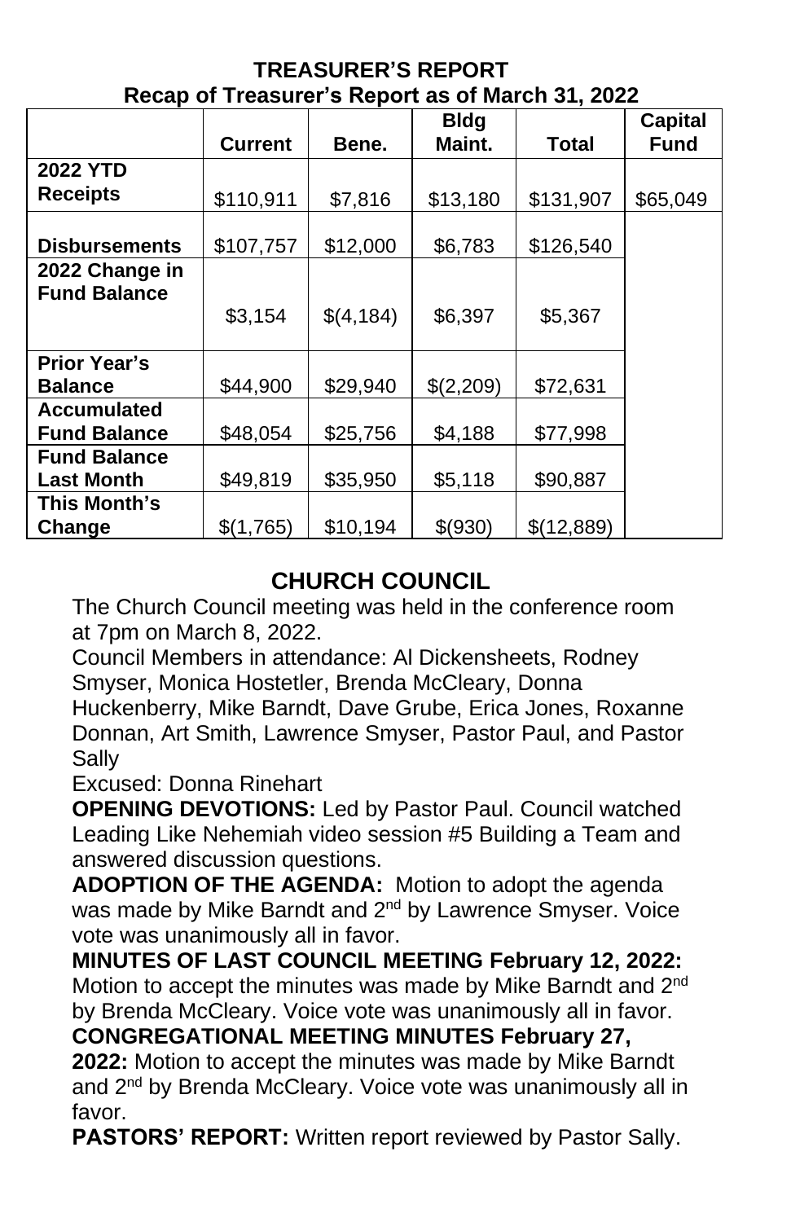## TREASURER'S REPORT

### Recap of Treasurer's Report as of March 31, 2022

| | Current | Bene. | Bldg Maint. | Total | Capital Fund |
|---|---|---|---|---|---|
| **2022 YTD Receipts** | $110,911 | $7,816 | $13,180 | $131,907 | $65,049 |
| **Disbursements** | $107,757 | $12,000 | $6,783 | $126,540 | |
| **2022 Change in Fund Balance** | $3,154 | $(4,184) | $6,397 | $5,367 | |
| **Prior Year's Balance** | $44,900 | $29,940 | $(2,209) | $72,631 | |
| **Accumulated Fund Balance** | $48,054 | $25,756 | $4,188 | $77,998 | |
| **Fund Balance Last Month** | $49,819 | $35,950 | $5,118 | $90,887 | |
| **This Month's Change** | $(1,765) | $10,194 | $(930) | $(12,889) | |

## CHURCH COUNCIL

The Church Council meeting was held in the conference room at 7pm on March 8, 2022.

Council Members in attendance: Al Dickensheets, Rodney Smyser, Monica Hostetler, Brenda McCleary, Donna Huckenberry, Mike Barndt, Dave Grube, Erica Jones, Roxanne Donnan, Art Smith, Lawrence Smyser, Pastor Paul, and Pastor Sally

Excused: Donna Rinehart

**OPENING DEVOTIONS:** Led by Pastor Paul. Council watched Leading Like Nehemiah video session #5 Building a Team and answered discussion questions.

**ADOPTION OF THE AGENDA:** Motion to adopt the agenda was made by Mike Barndt and 2nd by Lawrence Smyser. Voice vote was unanimously all in favor.

**MINUTES OF LAST COUNCIL MEETING February 12, 2022:** Motion to accept the minutes was made by Mike Barndt and 2nd by Brenda McCleary. Voice vote was unanimously all in favor.

**CONGREGATIONAL MEETING MINUTES February 27, 2022:** Motion to accept the minutes was made by Mike Barndt and 2nd by Brenda McCleary. Voice vote was unanimously all in favor.

**PASTORS' REPORT:** Written report reviewed by Pastor Sally.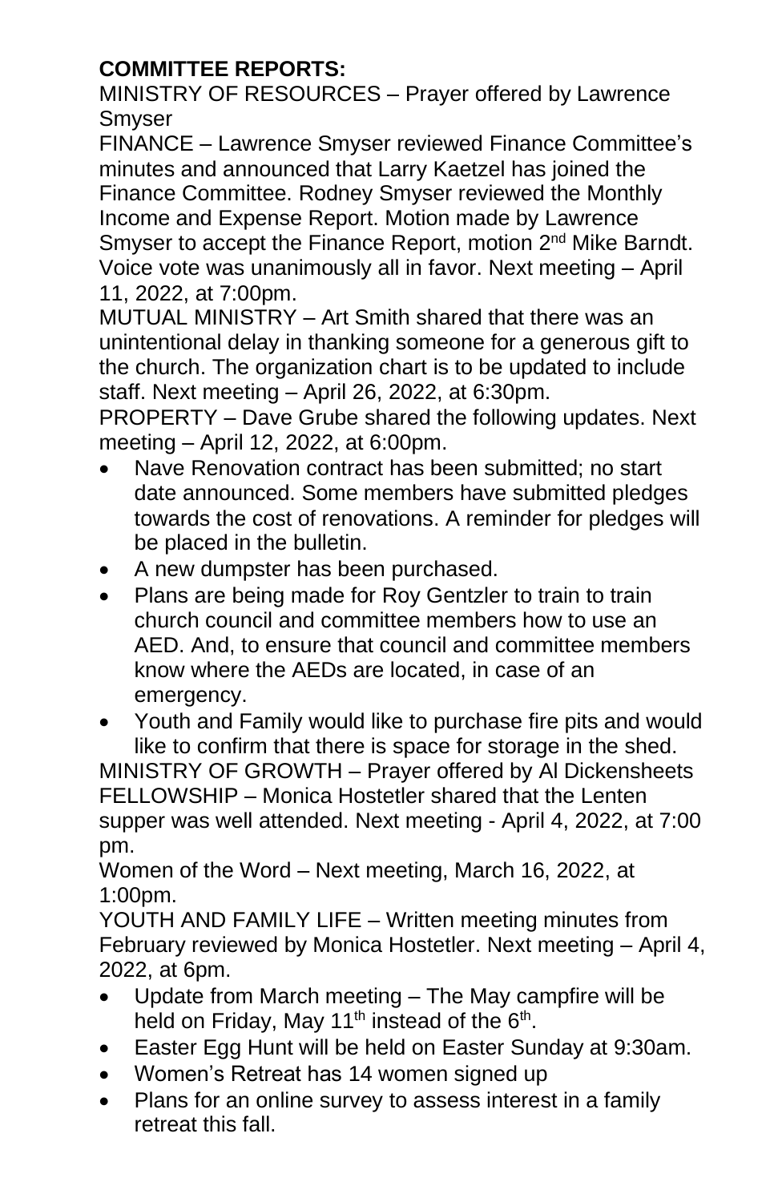**COMMITTEE REPORTS:**

MINISTRY OF RESOURCES – Prayer offered by Lawrence Smyser

FINANCE – Lawrence Smyser reviewed Finance Committee's minutes and announced that Larry Kaetzel has joined the Finance Committee. Rodney Smyser reviewed the Monthly Income and Expense Report. Motion made by Lawrence Smyser to accept the Finance Report, motion 2nd Mike Barndt. Voice vote was unanimously all in favor. Next meeting – April 11, 2022, at 7:00pm.

MUTUAL MINISTRY – Art Smith shared that there was an unintentional delay in thanking someone for a generous gift to the church. The organization chart is to be updated to include staff. Next meeting – April 26, 2022, at 6:30pm.

PROPERTY – Dave Grube shared the following updates. Next meeting – April 12, 2022, at 6:00pm.

- Nave Renovation contract has been submitted; no start date announced. Some members have submitted pledges towards the cost of renovations. A reminder for pledges will be placed in the bulletin.
- A new dumpster has been purchased.
- Plans are being made for Roy Gentzler to train to train church council and committee members how to use an AED. And, to ensure that council and committee members know where the AEDs are located, in case of an emergency.
- Youth and Family would like to purchase fire pits and would like to confirm that there is space for storage in the shed.

MINISTRY OF GROWTH – Prayer offered by Al Dickensheets

FELLOWSHIP – Monica Hostetler shared that the Lenten supper was well attended. Next meeting - April 4, 2022, at 7:00 pm.

Women of the Word – Next meeting, March 16, 2022, at 1:00pm.

YOUTH AND FAMILY LIFE – Written meeting minutes from February reviewed by Monica Hostetler. Next meeting – April 4, 2022, at 6pm.

- Update from March meeting – The May campfire will be held on Friday, May 11th instead of the 6th.
- Easter Egg Hunt will be held on Easter Sunday at 9:30am.
- Women's Retreat has 14 women signed up
- Plans for an online survey to assess interest in a family retreat this fall.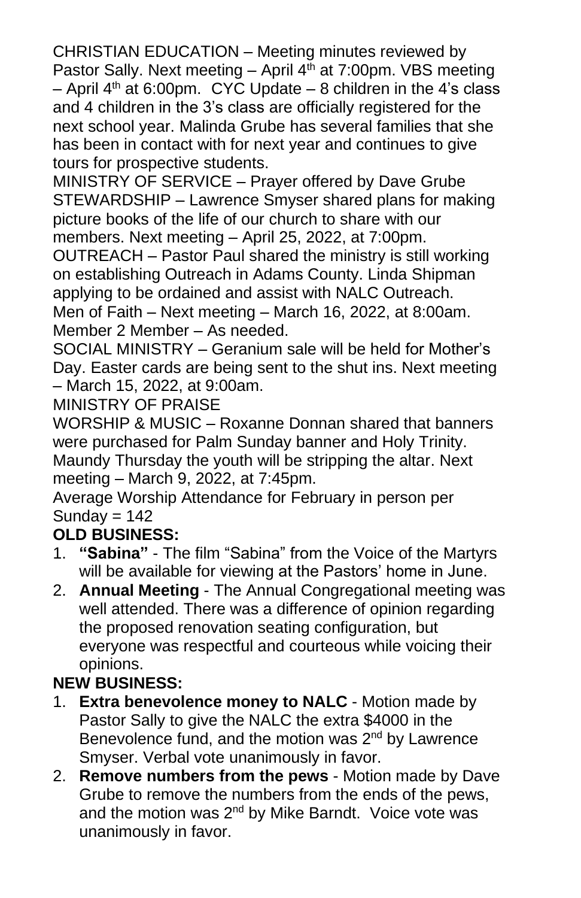CHRISTIAN EDUCATION – Meeting minutes reviewed by Pastor Sally. Next meeting – April 4th at 7:00pm. VBS meeting – April 4th at 6:00pm. CYC Update – 8 children in the 4's class and 4 children in the 3's class are officially registered for the next school year. Malinda Grube has several families that she has been in contact with for next year and continues to give tours for prospective students.

MINISTRY OF SERVICE – Prayer offered by Dave Grube

STEWARDSHIP – Lawrence Smyser shared plans for making picture books of the life of our church to share with our members. Next meeting – April 25, 2022, at 7:00pm.

OUTREACH – Pastor Paul shared the ministry is still working on establishing Outreach in Adams County. Linda Shipman applying to be ordained and assist with NALC Outreach.

Men of Faith – Next meeting – March 16, 2022, at 8:00am.

Member 2 Member – As needed.

SOCIAL MINISTRY – Geranium sale will be held for Mother's Day. Easter cards are being sent to the shut ins. Next meeting – March 15, 2022, at 9:00am.

MINISTRY OF PRAISE

WORSHIP & MUSIC – Roxanne Donnan shared that banners were purchased for Palm Sunday banner and Holy Trinity. Maundy Thursday the youth will be stripping the altar. Next meeting – March 9, 2022, at 7:45pm.

Average Worship Attendance for February in person per Sunday = 142

**OLD BUSINESS:**

1. **"Sabina"** - The film "Sabina" from the Voice of the Martyrs will be available for viewing at the Pastors' home in June.
2. **Annual Meeting** - The Annual Congregational meeting was well attended. There was a difference of opinion regarding the proposed renovation seating configuration, but everyone was respectful and courteous while voicing their opinions.

**NEW BUSINESS:**

1. **Extra benevolence money to NALC** - Motion made by Pastor Sally to give the NALC the extra $4000 in the Benevolence fund, and the motion was 2nd by Lawrence Smyser. Verbal vote unanimously in favor.
2. **Remove numbers from the pews** - Motion made by Dave Grube to remove the numbers from the ends of the pews, and the motion was 2nd by Mike Barndt. Voice vote was unanimously in favor.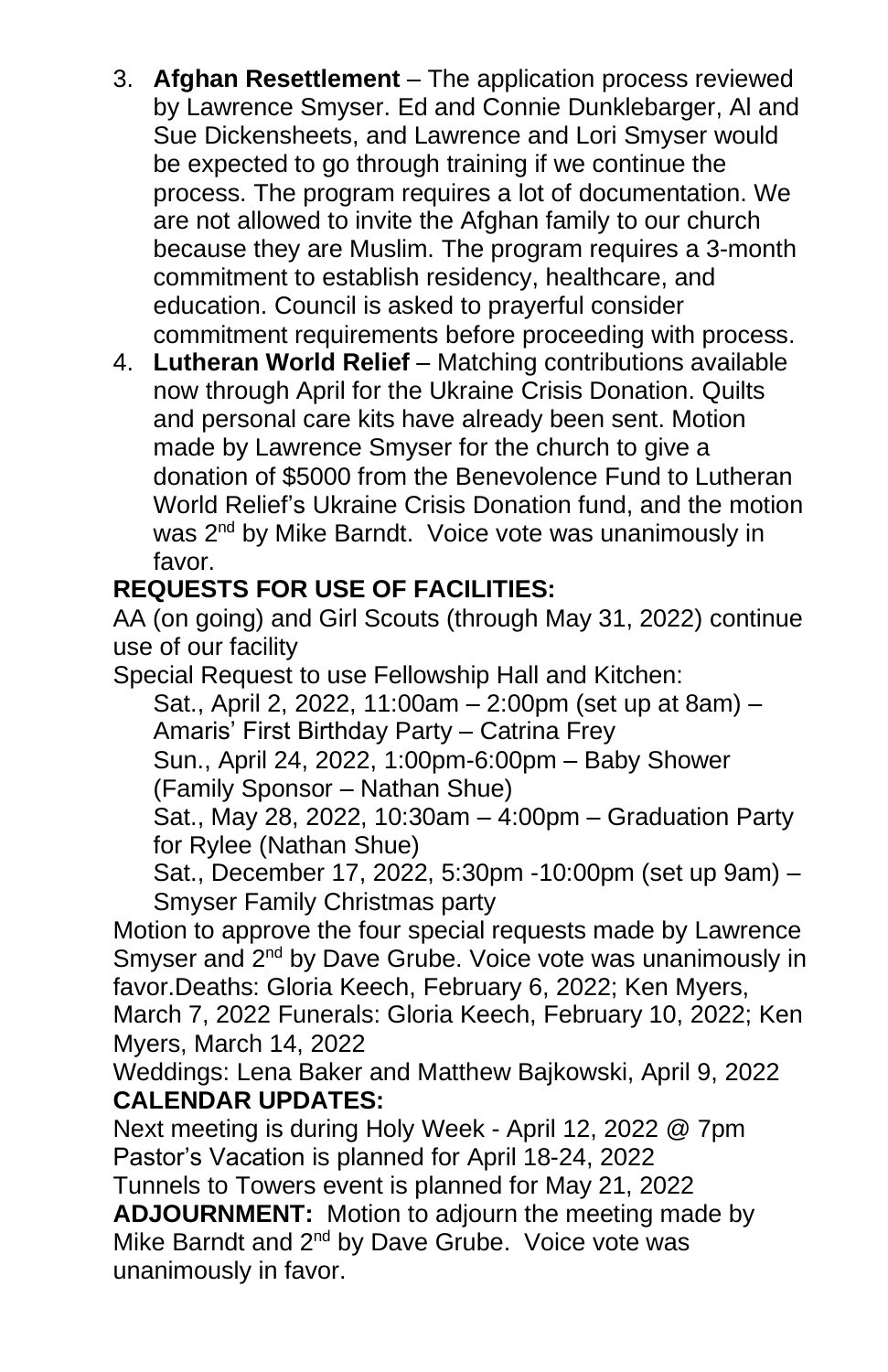3. **Afghan Resettlement** – The application process reviewed by Lawrence Smyser. Ed and Connie Dunklebarger, Al and Sue Dickensheets, and Lawrence and Lori Smyser would be expected to go through training if we continue the process. The program requires a lot of documentation. We are not allowed to invite the Afghan family to our church because they are Muslim. The program requires a 3-month commitment to establish residency, healthcare, and education. Council is asked to prayerful consider commitment requirements before proceeding with process.
4. **Lutheran World Relief** – Matching contributions available now through April for the Ukraine Crisis Donation. Quilts and personal care kits have already been sent. Motion made by Lawrence Smyser for the church to give a donation of $5000 from the Benevolence Fund to Lutheran World Relief's Ukraine Crisis Donation fund, and the motion was 2nd by Mike Barndt. Voice vote was unanimously in favor.

**REQUESTS FOR USE OF FACILITIES:**

AA (on going) and Girl Scouts (through May 31, 2022) continue use of our facility

Special Request to use Fellowship Hall and Kitchen:

Sat., April 2, 2022, 11:00am – 2:00pm (set up at 8am) – Amaris' First Birthday Party – Catrina Frey

Sun., April 24, 2022, 1:00pm-6:00pm – Baby Shower (Family Sponsor – Nathan Shue)

Sat., May 28, 2022, 10:30am – 4:00pm – Graduation Party for Rylee (Nathan Shue)

Sat., December 17, 2022, 5:30pm -10:00pm (set up 9am) – Smyser Family Christmas party

Motion to approve the four special requests made by Lawrence Smyser and 2nd by Dave Grube. Voice vote was unanimously in favor.Deaths: Gloria Keech, February 6, 2022; Ken Myers, March 7, 2022 Funerals: Gloria Keech, February 10, 2022; Ken Myers, March 14, 2022

Weddings: Lena Baker and Matthew Bajkowski, April 9, 2022

**CALENDAR UPDATES:**

Next meeting is during Holy Week - April 12, 2022 @ 7pm

Pastor's Vacation is planned for April 18-24, 2022

Tunnels to Towers event is planned for May 21, 2022

**ADJOURNMENT:** Motion to adjourn the meeting made by Mike Barndt and 2nd by Dave Grube. Voice vote was unanimously in favor.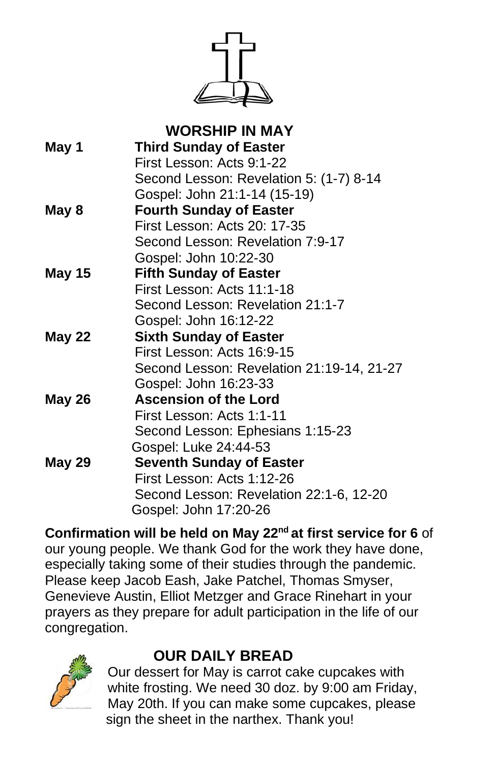## WORSHIP IN MAY

**May 1** **Third Sunday of Easter**
First Lesson: Acts 9:1-22
Second Lesson: Revelation 5: (1-7) 8-14
Gospel: John 21:1-14 (15-19)

**May 8** **Fourth Sunday of Easter**
First Lesson: Acts 20: 17-35
Second Lesson: Revelation 7:9-17
Gospel: John 10:22-30

**May 15** **Fifth Sunday of Easter**
First Lesson: Acts 11:1-18
Second Lesson: Revelation 21:1-7
Gospel: John 16:12-22

**May 22** **Sixth Sunday of Easter**
First Lesson: Acts 16:9-15
Second Lesson: Revelation 21:19-14, 21-27
Gospel: John 16:23-33

**May 26** **Ascension of the Lord**
First Lesson: Acts 1:1-11
Second Lesson: Ephesians 1:15-23
Gospel: Luke 24:44-53

**May 29** **Seventh Sunday of Easter**
First Lesson: Acts 1:12-26
Second Lesson: Revelation 22:1-6, 12-20
Gospel: John 17:20-26

**Confirmation will be held on May 22nd at first service for 6** of our young people. We thank God for the work they have done, especially taking some of their studies through the pandemic. Please keep Jacob Eash, Jake Patchel, Thomas Smyser, Genevieve Austin, Elliot Metzger and Grace Rinehart in your prayers as they prepare for adult participation in the life of our congregation.

## OUR DAILY BREAD

Our dessert for May is carrot cake cupcakes with white frosting. We need 30 doz. by 9:00 am Friday, May 20th. If you can make some cupcakes, please sign the sheet in the narthex. Thank you!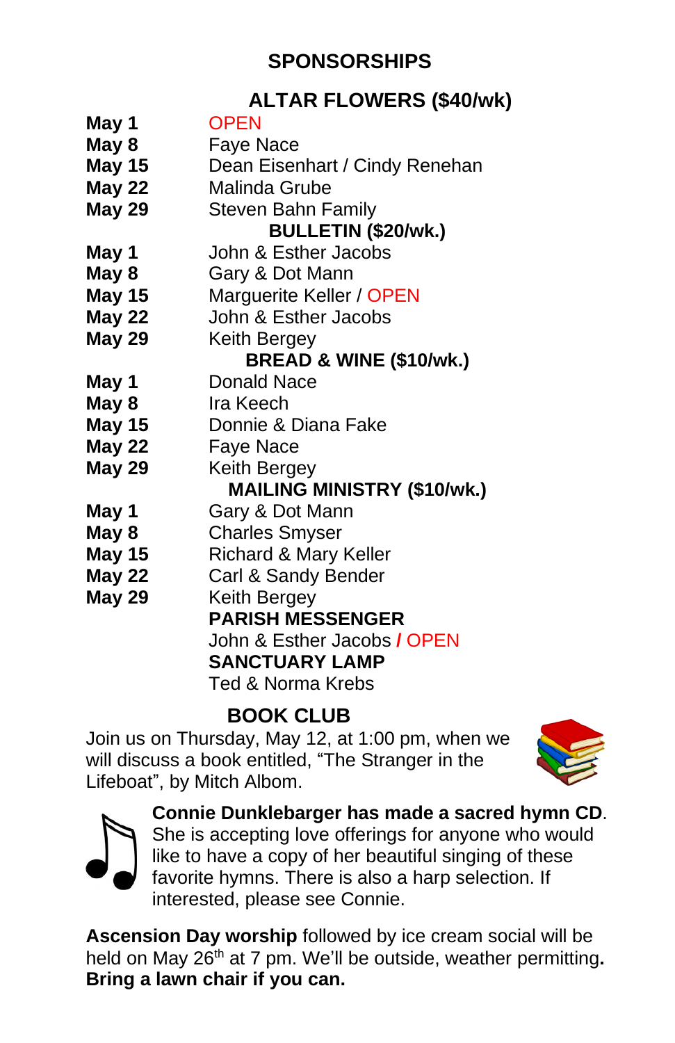## SPONSORSHIPS

### ALTAR FLOWERS ($40/wk)

| | |
|---|---|
| **May 1** | OPEN |
| **May 8** | Faye Nace |
| **May 15** | Dean Eisenhart / Cindy Renehan |
| **May 22** | Malinda Grube |
| **May 29** | Steven Bahn Family |

### BULLETIN ($20/wk.)

| | |
|---|---|
| **May 1** | John & Esther Jacobs |
| **May 8** | Gary & Dot Mann |
| **May 15** | Marguerite Keller / OPEN |
| **May 22** | John & Esther Jacobs |
| **May 29** | Keith Bergey |

### BREAD & WINE ($10/wk.)

| | |
|---|---|
| **May 1** | Donald Nace |
| **May 8** | Ira Keech |
| **May 15** | Donnie & Diana Fake |
| **May 22** | Faye Nace |
| **May 29** | Keith Bergey |

### MAILING MINISTRY ($10/wk.)

| | |
|---|---|
| **May 1** | Gary & Dot Mann |
| **May 8** | Charles Smyser |
| **May 15** | Richard & Mary Keller |
| **May 22** | Carl & Sandy Bender |
| **May 29** | Keith Bergey |

**PARISH MESSENGER**

John & Esther Jacobs **/** OPEN

**SANCTUARY LAMP**

Ted & Norma Krebs

## BOOK CLUB

Join us on Thursday, May 12, at 1:00 pm, when we will discuss a book entitled, "The Stranger in the Lifeboat", by Mitch Albom.

**Connie Dunklebarger has made a sacred hymn CD**. She is accepting love offerings for anyone who would like to have a copy of her beautiful singing of these favorite hymns. There is also a harp selection. If interested, please see Connie.

**Ascension Day worship** followed by ice cream social will be held on May 26th at 7 pm. We'll be outside, weather permitting**. Bring a lawn chair if you can.**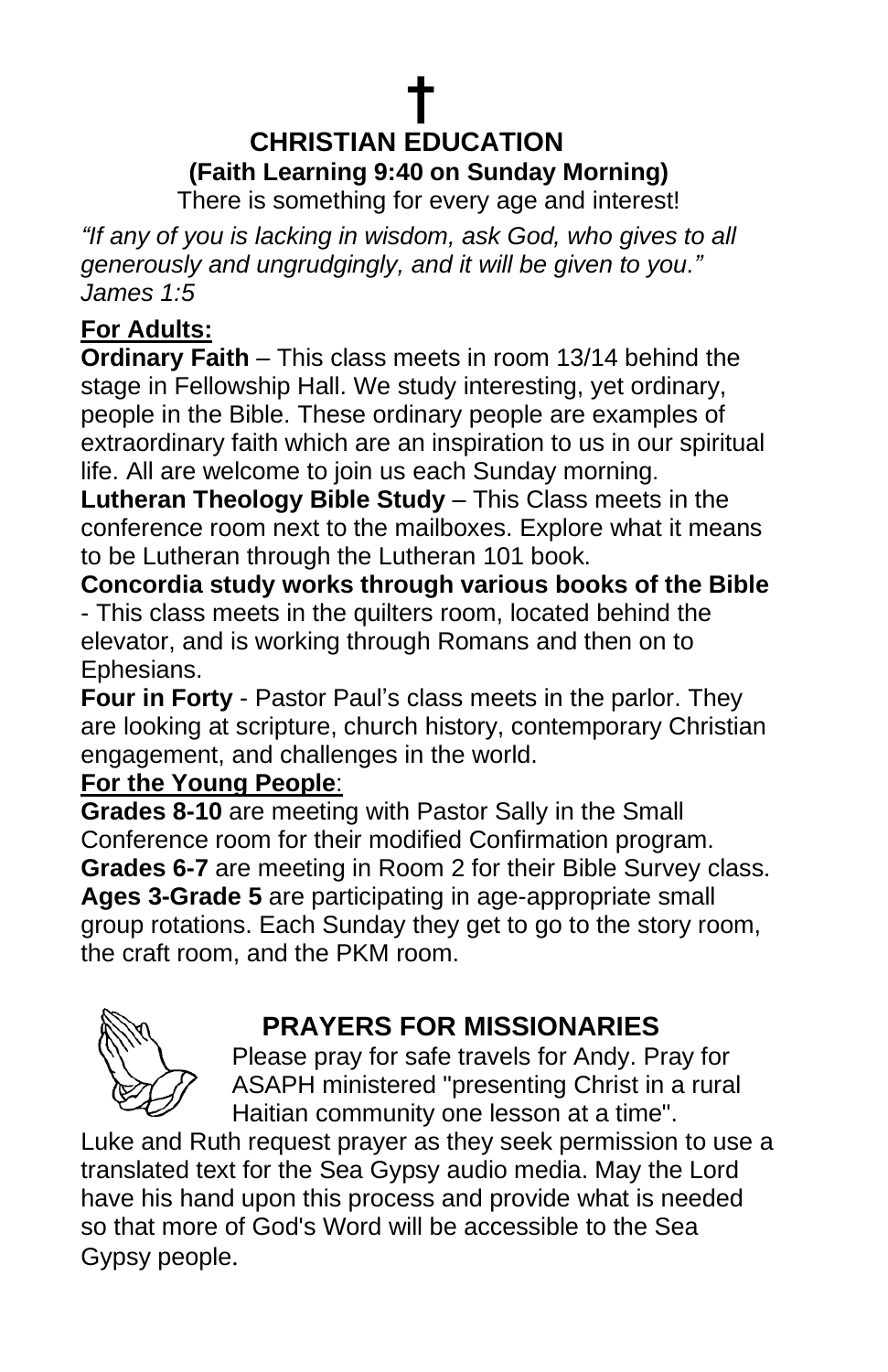†

# CHRISTIAN EDUCATION

**(Faith Learning 9:40 on Sunday Morning)**

There is something for every age and interest!

*"If any of you is lacking in wisdom, ask God, who gives to all generously and ungrudgingly, and it will be given to you." James 1:5*

## For Adults:

**Ordinary Faith** – This class meets in room 13/14 behind the stage in Fellowship Hall. We study interesting, yet ordinary, people in the Bible. These ordinary people are examples of extraordinary faith which are an inspiration to us in our spiritual life. All are welcome to join us each Sunday morning.

**Lutheran Theology Bible Study** – This Class meets in the conference room next to the mailboxes. Explore what it means to be Lutheran through the Lutheran 101 book.

**Concordia study works through various books of the Bible** - This class meets in the quilters room, located behind the elevator, and is working through Romans and then on to Ephesians.

**Four in Forty** - Pastor Paul's class meets in the parlor. They are looking at scripture, church history, contemporary Christian engagement, and challenges in the world.

## For the Young People:

**Grades 8-10** are meeting with Pastor Sally in the Small Conference room for their modified Confirmation program.

**Grades 6-7** are meeting in Room 2 for their Bible Survey class.

**Ages 3-Grade 5** are participating in age-appropriate small group rotations. Each Sunday they get to go to the story room, the craft room, and the PKM room.

# PRAYERS FOR MISSIONARIES

Please pray for safe travels for Andy. Pray for ASAPH ministered "presenting Christ in a rural Haitian community one lesson at a time".

Luke and Ruth request prayer as they seek permission to use a translated text for the Sea Gypsy audio media. May the Lord have his hand upon this process and provide what is needed so that more of God's Word will be accessible to the Sea Gypsy people.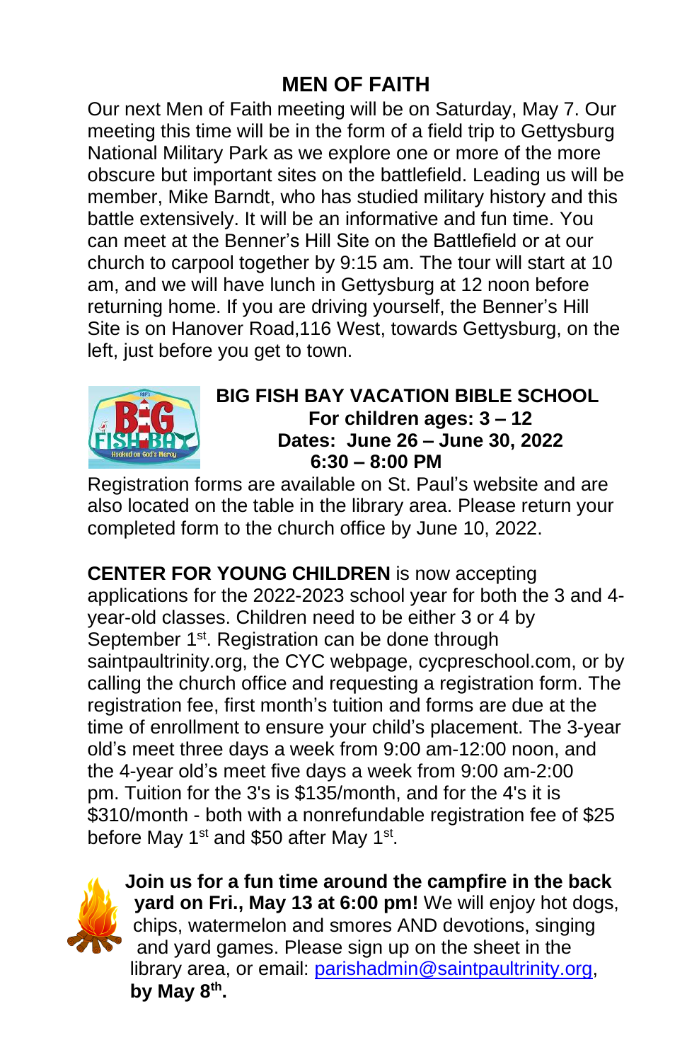## MEN OF FAITH

Our next Men of Faith meeting will be on Saturday, May 7. Our meeting this time will be in the form of a field trip to Gettysburg National Military Park as we explore one or more of the more obscure but important sites on the battlefield. Leading us will be member, Mike Barndt, who has studied military history and this battle extensively. It will be an informative and fun time. You can meet at the Benner's Hill Site on the Battlefield or at our church to carpool together by 9:15 am. The tour will start at 10 am, and we will have lunch in Gettysburg at 12 noon before returning home. If you are driving yourself, the Benner's Hill Site is on Hanover Road,116 West, towards Gettysburg, on the left, just before you get to town.

**BIG FISH BAY VACATION BIBLE SCHOOL**
**For children ages: 3 – 12**
**Dates: June 26 – June 30, 2022**
**6:30 – 8:00 PM**

Registration forms are available on St. Paul's website and are also located on the table in the library area. Please return your completed form to the church office by June 10, 2022.

**CENTER FOR YOUNG CHILDREN** is now accepting applications for the 2022-2023 school year for both the 3 and 4-year-old classes. Children need to be either 3 or 4 by September 1st. Registration can be done through saintpaultrinity.org, the CYC webpage, cycpreschool.com, or by calling the church office and requesting a registration form. The registration fee, first month's tuition and forms are due at the time of enrollment to ensure your child's placement. The 3-year old's meet three days a week from 9:00 am-12:00 noon, and the 4-year old's meet five days a week from 9:00 am-2:00 pm. Tuition for the 3's is $135/month, and for the 4's it is $310/month - both with a nonrefundable registration fee of $25 before May 1st and $50 after May 1st.

**Join us for a fun time around the campfire in the back yard on Fri., May 13 at 6:00 pm!** We will enjoy hot dogs, chips, watermelon and smores AND devotions, singing and yard games. Please sign up on the sheet in the library area, or email: parishadmin@saintpaultrinity.org, **by May 8th.**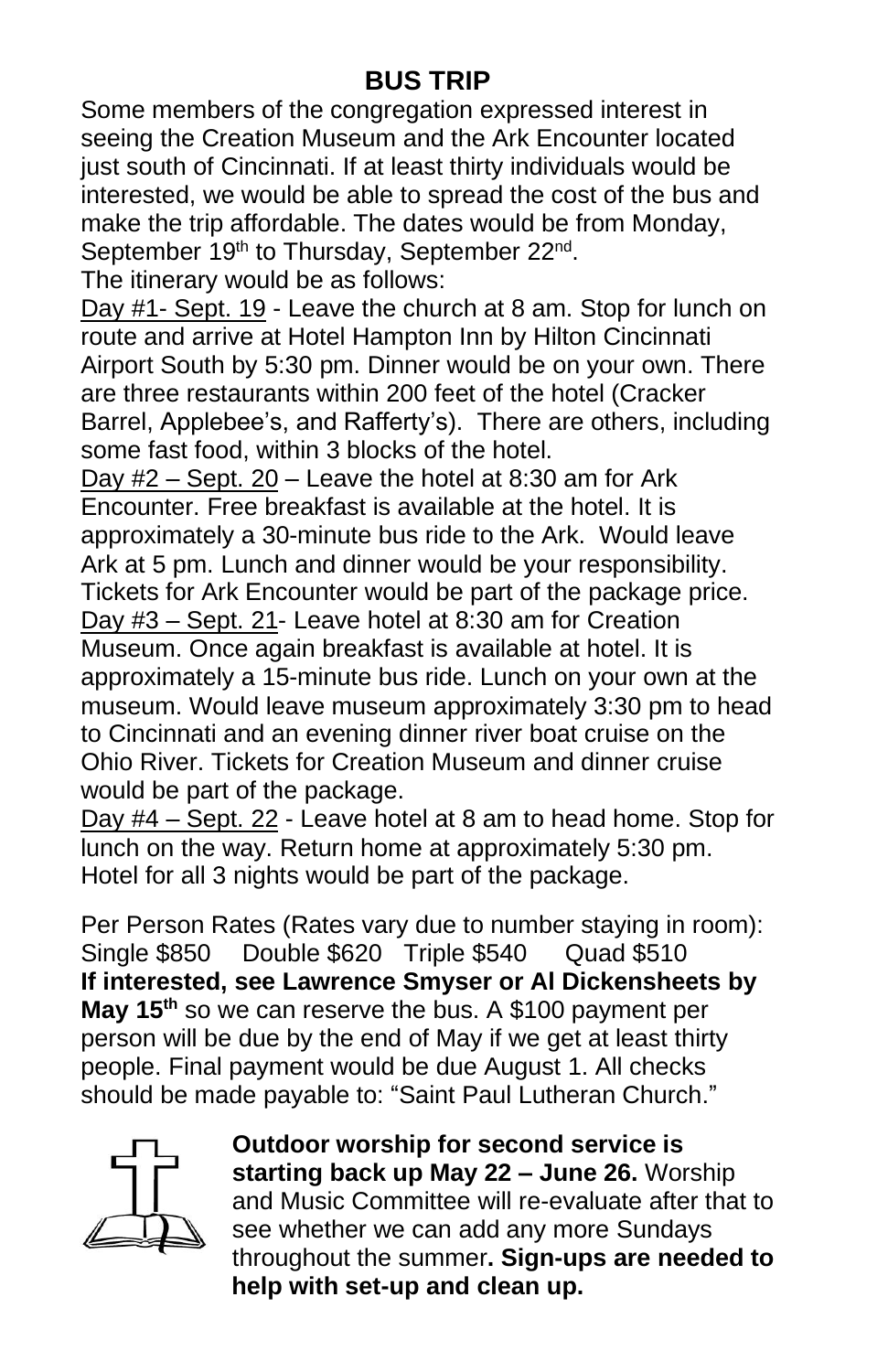## BUS TRIP

Some members of the congregation expressed interest in seeing the Creation Museum and the Ark Encounter located just south of Cincinnati. If at least thirty individuals would be interested, we would be able to spread the cost of the bus and make the trip affordable. The dates would be from Monday, September 19th to Thursday, September 22nd.

The itinerary would be as follows:

Day #1- Sept. 19 - Leave the church at 8 am. Stop for lunch on route and arrive at Hotel Hampton Inn by Hilton Cincinnati Airport South by 5:30 pm. Dinner would be on your own. There are three restaurants within 200 feet of the hotel (Cracker Barrel, Applebee's, and Rafferty's). There are others, including some fast food, within 3 blocks of the hotel.

Day #2 – Sept. 20 – Leave the hotel at 8:30 am for Ark Encounter. Free breakfast is available at the hotel. It is approximately a 30-minute bus ride to the Ark. Would leave Ark at 5 pm. Lunch and dinner would be your responsibility. Tickets for Ark Encounter would be part of the package price.

Day #3 – Sept. 21- Leave hotel at 8:30 am for Creation Museum. Once again breakfast is available at hotel. It is approximately a 15-minute bus ride. Lunch on your own at the museum. Would leave museum approximately 3:30 pm to head to Cincinnati and an evening dinner river boat cruise on the Ohio River. Tickets for Creation Museum and dinner cruise would be part of the package.

Day #4 – Sept. 22 - Leave hotel at 8 am to head home. Stop for lunch on the way. Return home at approximately 5:30 pm. Hotel for all 3 nights would be part of the package.

Per Person Rates (Rates vary due to number staying in room):
Single $850 Double $620 Triple $540 Quad $510

**If interested, see Lawrence Smyser or Al Dickensheets by May 15th** so we can reserve the bus. A $100 payment per person will be due by the end of May if we get at least thirty people. Final payment would be due August 1. All checks should be made payable to: "Saint Paul Lutheran Church."

**Outdoor worship for second service is starting back up May 22 – June 26.** Worship and Music Committee will re-evaluate after that to see whether we can add any more Sundays throughout the summer**. Sign-ups are needed to help with set-up and clean up.**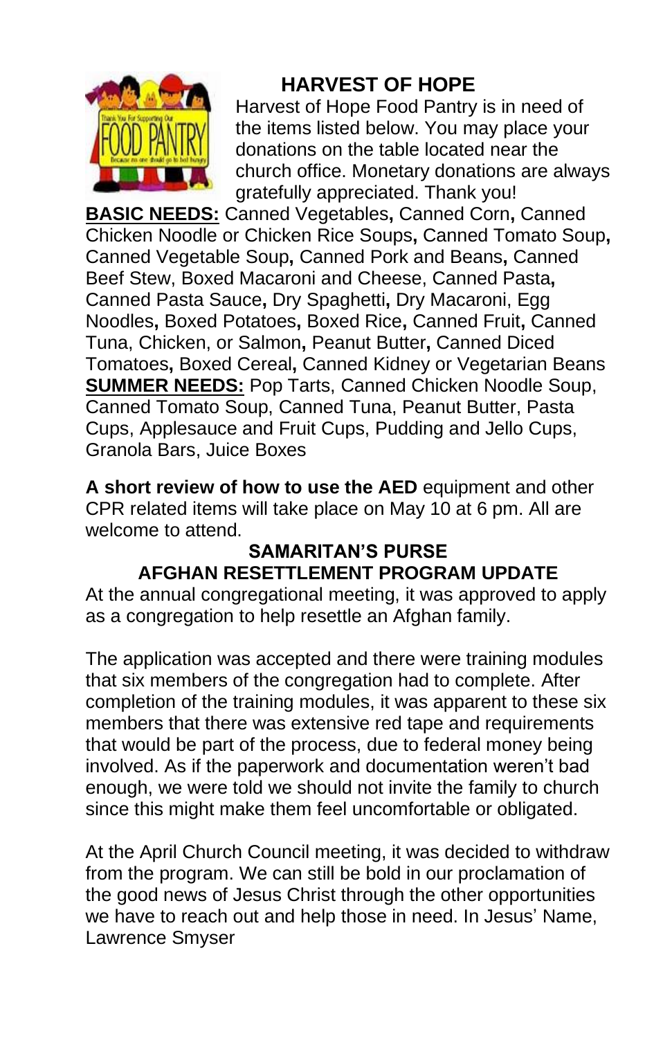## HARVEST OF HOPE

Harvest of Hope Food Pantry is in need of the items listed below. You may place your donations on the table located near the church office. Monetary donations are always gratefully appreciated. Thank you!

**BASIC NEEDS:** Canned Vegetables**,** Canned Corn**,** Canned Chicken Noodle or Chicken Rice Soups**,** Canned Tomato Soup**,** Canned Vegetable Soup**,** Canned Pork and Beans**,** Canned Beef Stew, Boxed Macaroni and Cheese, Canned Pasta**,** Canned Pasta Sauce**,** Dry Spaghetti**,** Dry Macaroni, Egg Noodles**,** Boxed Potatoes**,** Boxed Rice**,** Canned Fruit**,** Canned Tuna, Chicken, or Salmon**,** Peanut Butter**,** Canned Diced Tomatoes**,** Boxed Cereal**,** Canned Kidney or Vegetarian Beans

**SUMMER NEEDS:** Pop Tarts, Canned Chicken Noodle Soup, Canned Tomato Soup, Canned Tuna, Peanut Butter, Pasta Cups, Applesauce and Fruit Cups, Pudding and Jello Cups, Granola Bars, Juice Boxes

**A short review of how to use the AED** equipment and other CPR related items will take place on May 10 at 6 pm. All are welcome to attend.

## SAMARITAN'S PURSE
## AFGHAN RESETTLEMENT PROGRAM UPDATE

At the annual congregational meeting, it was approved to apply as a congregation to help resettle an Afghan family.

The application was accepted and there were training modules that six members of the congregation had to complete. After completion of the training modules, it was apparent to these six members that there was extensive red tape and requirements that would be part of the process, due to federal money being involved. As if the paperwork and documentation weren't bad enough, we were told we should not invite the family to church since this might make them feel uncomfortable or obligated.

At the April Church Council meeting, it was decided to withdraw from the program. We can still be bold in our proclamation of the good news of Jesus Christ through the other opportunities we have to reach out and help those in need. In Jesus' Name, Lawrence Smyser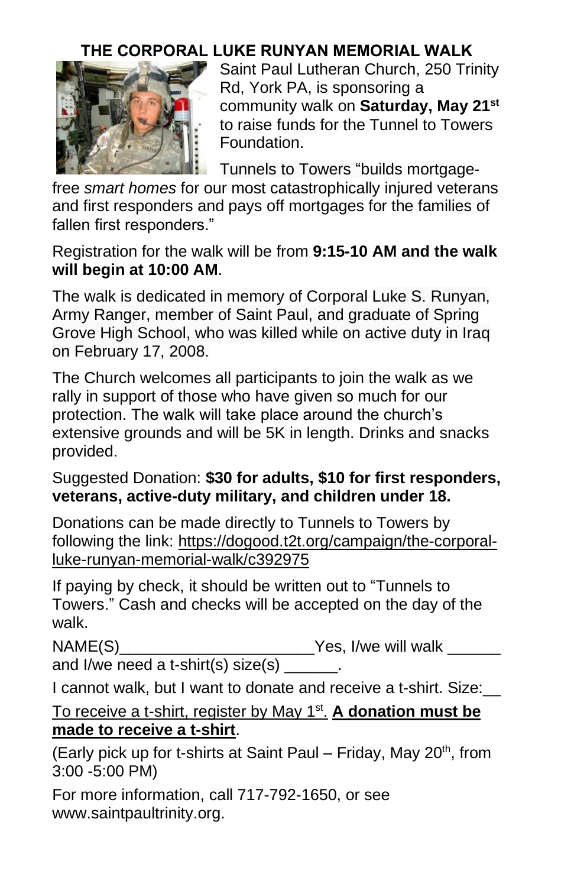# THE CORPORAL LUKE RUNYAN MEMORIAL WALK

Saint Paul Lutheran Church, 250 Trinity Rd, York PA, is sponsoring a community walk on **Saturday, May 21st** to raise funds for the Tunnel to Towers Foundation.

Tunnels to Towers "builds mortgage-free *smart homes* for our most catastrophically injured veterans and first responders and pays off mortgages for the families of fallen first responders."

Registration for the walk will be from **9:15-10 AM and the walk will begin at 10:00 AM**.

The walk is dedicated in memory of Corporal Luke S. Runyan, Army Ranger, member of Saint Paul, and graduate of Spring Grove High School, who was killed while on active duty in Iraq on February 17, 2008.

The Church welcomes all participants to join the walk as we rally in support of those who have given so much for our protection. The walk will take place around the church's extensive grounds and will be 5K in length. Drinks and snacks provided.

Suggested Donation: **$30 for adults, $10 for first responders, veterans, active-duty military, and children under 18.**

Donations can be made directly to Tunnels to Towers by following the link: https://dogood.t2t.org/campaign/the-corporal-luke-runyan-memorial-walk/c392975

If paying by check, it should be written out to "Tunnels to Towers." Cash and checks will be accepted on the day of the walk.

NAME(S)______________________Yes, I/we will walk ______ and I/we need a t-shirt(s) size(s) ______.

I cannot walk, but I want to donate and receive a t-shirt. Size:__

To receive a t-shirt, register by May 1st. **A donation must be made to receive a t-shirt**.

(Early pick up for t-shirts at Saint Paul – Friday, May 20th, from 3:00 -5:00 PM)

For more information, call 717-792-1650, or see www.saintpaultrinity.org.